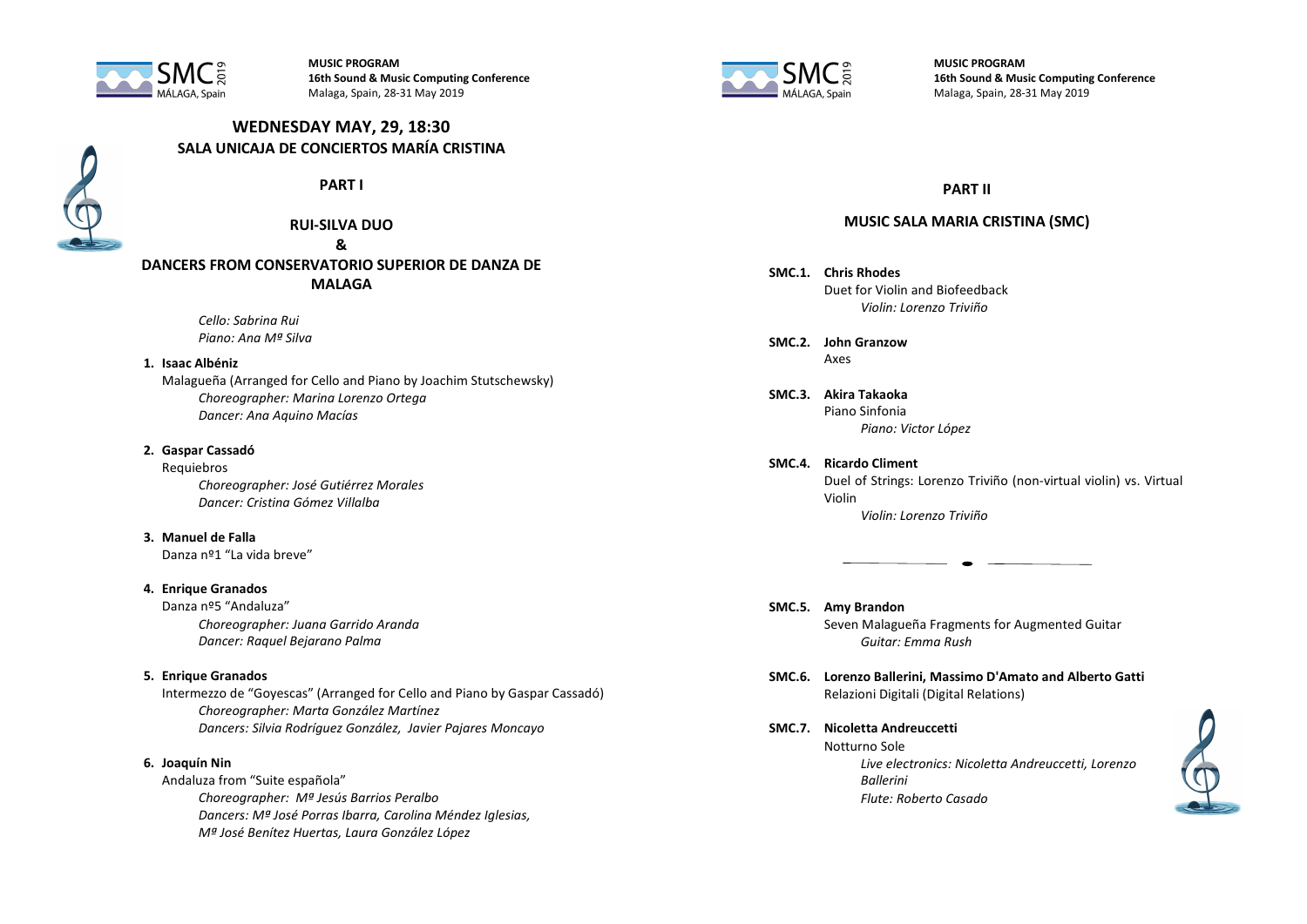**MUSIC PROGRAM**
**16th Sound & Music Computing Conference**
Malaga, Spain, 28-31 May 2019

## WEDNESDAY MAY, 29, 18:30
## SALA UNICAJA DE CONCIERTOS MARÍA CRISTINA

### PART I

### RUI-SILVA DUO
### &
### DANCERS FROM CONSERVATORIO SUPERIOR DE DANZA DE MALAGA

*Cello: Sabrina Rui*
*Piano: Ana Mª Silva*

1. **Isaac Albéniz**
   Malagueña (Arranged for Cello and Piano by Joachim Stutschewsky)
   *Choreographer: Marina Lorenzo Ortega*
   *Dancer: Ana Aquino Macías*

2. **Gaspar Cassadó**
   Requiebros
   *Choreographer: José Gutiérrez Morales*
   *Dancer: Cristina Gómez Villalba*

3. **Manuel de Falla**
   Danza nº1 "La vida breve"

4. **Enrique Granados**
   Danza nº5 "Andaluza"
   *Choreographer: Juana Garrido Aranda*
   *Dancer: Raquel Bejarano Palma*

5. **Enrique Granados**
   Intermezzo de "Goyescas" (Arranged for Cello and Piano by Gaspar Cassadó)
   *Choreographer: Marta González Martínez*
   *Dancers: Silvia Rodríguez González, Javier Pajares Moncayo*

6. **Joaquín Nin**
   Andaluza from "Suite española"
   *Choreographer: Mª Jesús Barrios Peralbo*
   *Dancers: Mª José Porras Ibarra, Carolina Méndez Iglesias, Mª José Benítez Huertas, Laura González López*

### PART II

### MUSIC SALA MARIA CRISTINA (SMC)

**SMC.1. Chris Rhodes**
Duet for Violin and Biofeedback
*Violin: Lorenzo Triviño*

**SMC.2. John Granzow**
Axes

**SMC.3. Akira Takaoka**
Piano Sinfonia
*Piano: Victor López*

**SMC.4. Ricardo Climent**
Duel of Strings: Lorenzo Triviño (non-virtual violin) vs. Virtual Violin
*Violin: Lorenzo Triviño*

---

**SMC.5. Amy Brandon**
Seven Malagueña Fragments for Augmented Guitar
*Guitar: Emma Rush*

**SMC.6. Lorenzo Ballerini, Massimo D'Amato and Alberto Gatti**
Relazioni Digitali (Digital Relations)

**SMC.7. Nicoletta Andreuccetti**
Notturno Sole
*Live electronics: Nicoletta Andreuccetti, Lorenzo Ballerini*
*Flute: Roberto Casado*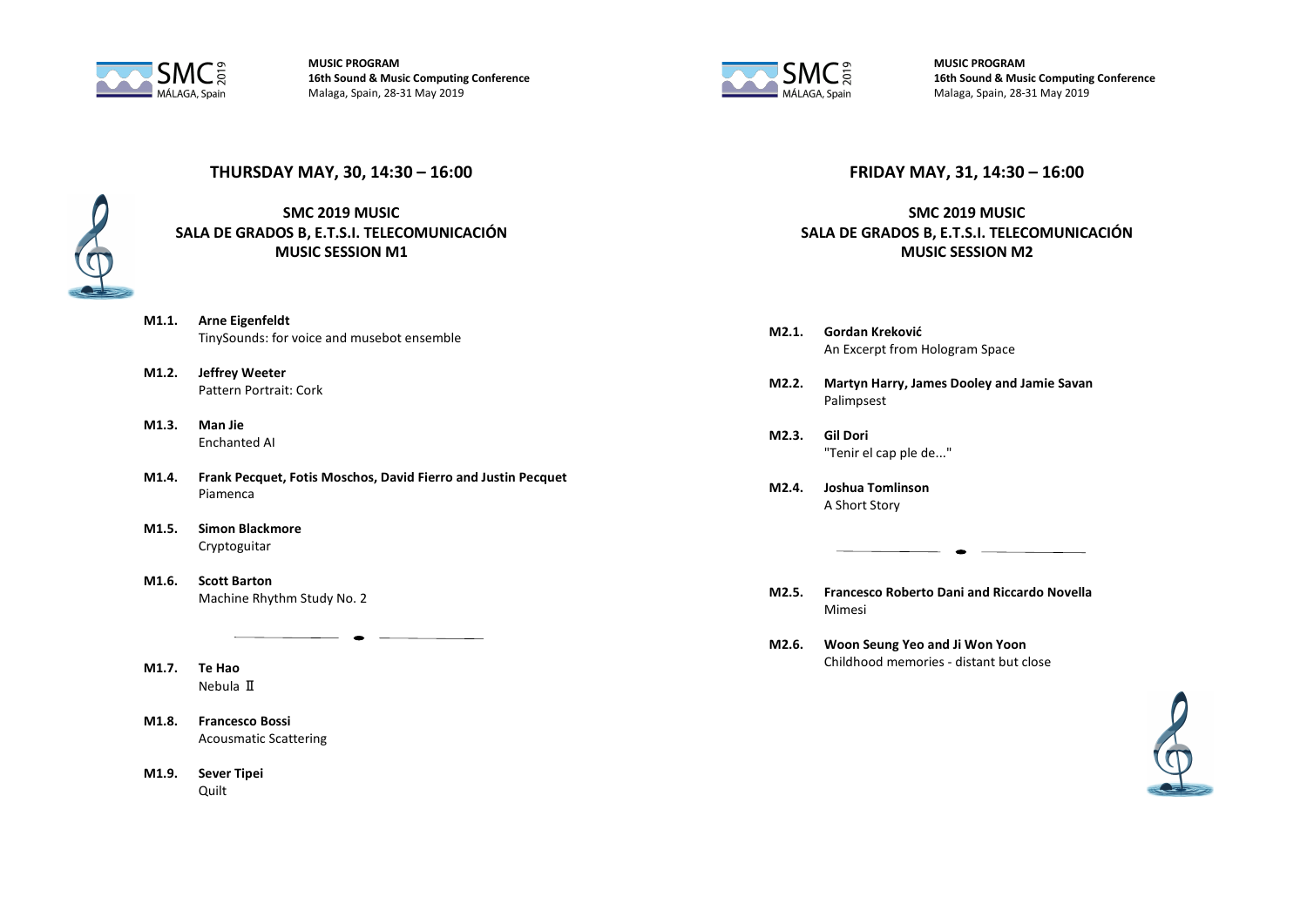## THURSDAY MAY, 30, 14:30 – 16:00

### SMC 2019 MUSIC
### SALA DE GRADOS B, E.T.S.I. TELECOMUNICACIÓN
### MUSIC SESSION M1

**M1.1.** **Arne Eigenfeldt**
TinySounds: for voice and musebot ensemble

**M1.2.** **Jeffrey Weeter**
Pattern Portrait: Cork

**M1.3.** **Man Jie**
Enchanted AI

**M1.4.** **Frank Pecquet, Fotis Moschos, David Fierro and Justin Pecquet**
Piamenca

**M1.5.** **Simon Blackmore**
Cryptoguitar

**M1.6.** **Scott Barton**
Machine Rhythm Study No. 2

---

**M1.7.** **Te Hao**
Nebula Ⅱ

**M1.8.** **Francesco Bossi**
Acousmatic Scattering

**M1.9.** **Sever Tipei**
Quilt

## FRIDAY MAY, 31, 14:30 – 16:00

### SMC 2019 MUSIC
### SALA DE GRADOS B, E.T.S.I. TELECOMUNICACIÓN
### MUSIC SESSION M2

**M2.1.** **Gordan Kreković**
An Excerpt from Hologram Space

**M2.2.** **Martyn Harry, James Dooley and Jamie Savan**
Palimpsest

**M2.3.** **Gil Dori**
"Tenir el cap ple de..."

**M2.4.** **Joshua Tomlinson**
A Short Story

---

**M2.5.** **Francesco Roberto Dani and Riccardo Novella**
Mimesi

**M2.6.** **Woon Seung Yeo and Ji Won Yoon**
Childhood memories - distant but close